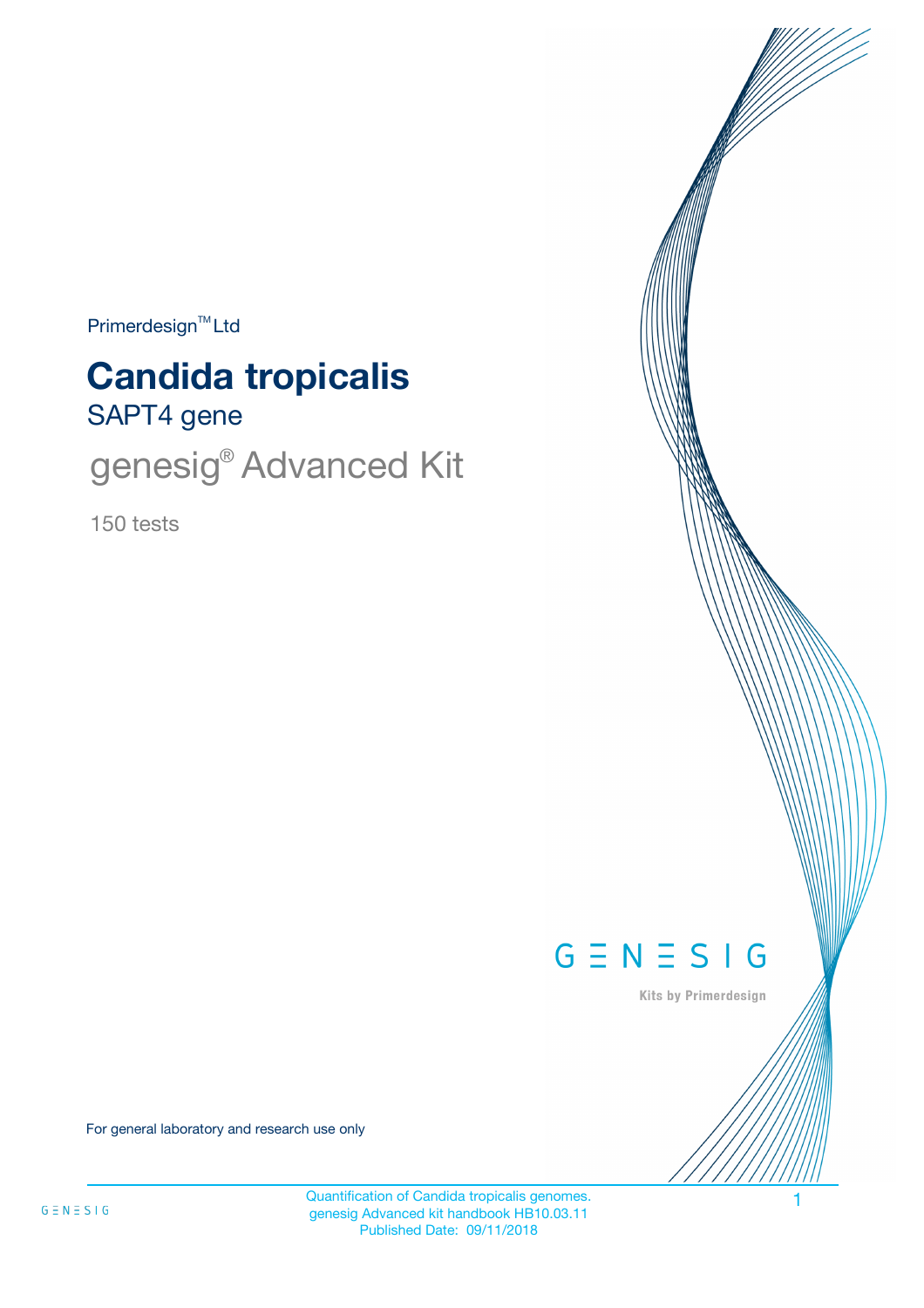Primerdesign™ Ltd

# Candida tropicalis

## SAPT4 gene

## genesig® Advanced Kit

150 tests

GENESIG

Kits by Primerdesign

For general laboratory and research use only

Quantification of Candida tropicalis genomes.
genesig Advanced kit handbook HB10.03.11
Published Date: 09/11/2018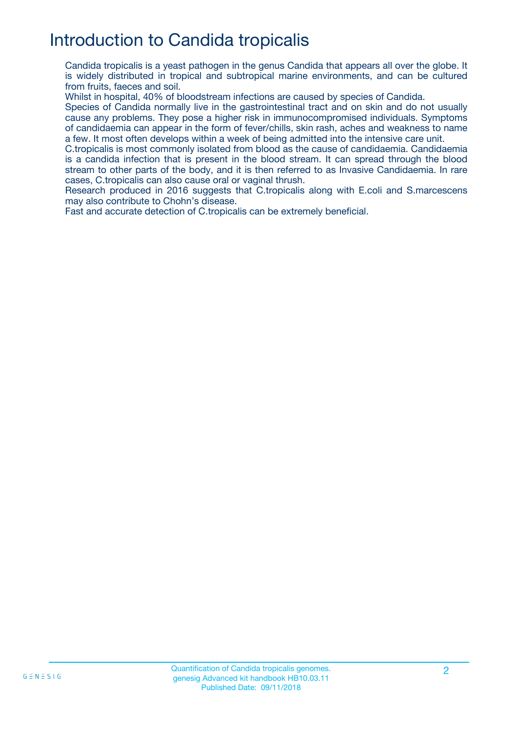# Introduction to Candida tropicalis

Candida tropicalis is a yeast pathogen in the genus Candida that appears all over the globe. It is widely distributed in tropical and subtropical marine environments, and can be cultured from fruits, faeces and soil.

Whilst in hospital, 40% of bloodstream infections are caused by species of Candida.

Species of Candida normally live in the gastrointestinal tract and on skin and do not usually cause any problems. They pose a higher risk in immunocompromised individuals. Symptoms of candidaemia can appear in the form of fever/chills, skin rash, aches and weakness to name a few. It most often develops within a week of being admitted into the intensive care unit.

C.tropicalis is most commonly isolated from blood as the cause of candidaemia. Candidaemia is a candida infection that is present in the blood stream. It can spread through the blood stream to other parts of the body, and it is then referred to as Invasive Candidaemia. In rare cases, C.tropicalis can also cause oral or vaginal thrush.

Research produced in 2016 suggests that C.tropicalis along with E.coli and S.marcescens may also contribute to Chohn's disease.

Fast and accurate detection of C.tropicalis can be extremely beneficial.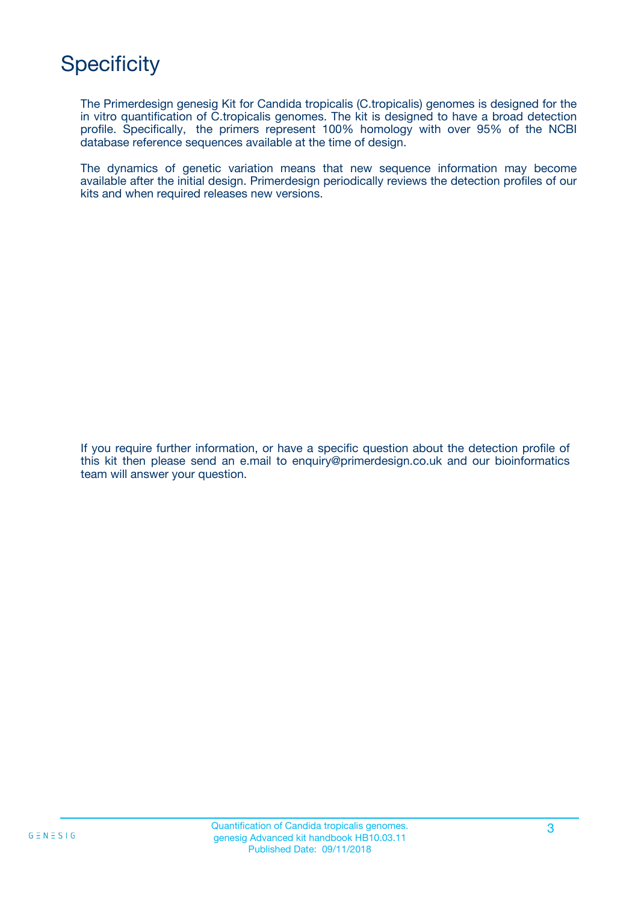# Specificity

The Primerdesign genesig Kit for Candida tropicalis (C.tropicalis) genomes is designed for the in vitro quantification of C.tropicalis genomes. The kit is designed to have a broad detection profile. Specifically, the primers represent 100% homology with over 95% of the NCBI database reference sequences available at the time of design.

The dynamics of genetic variation means that new sequence information may become available after the initial design. Primerdesign periodically reviews the detection profiles of our kits and when required releases new versions.

If you require further information, or have a specific question about the detection profile of this kit then please send an e.mail to enquiry@primerdesign.co.uk and our bioinformatics team will answer your question.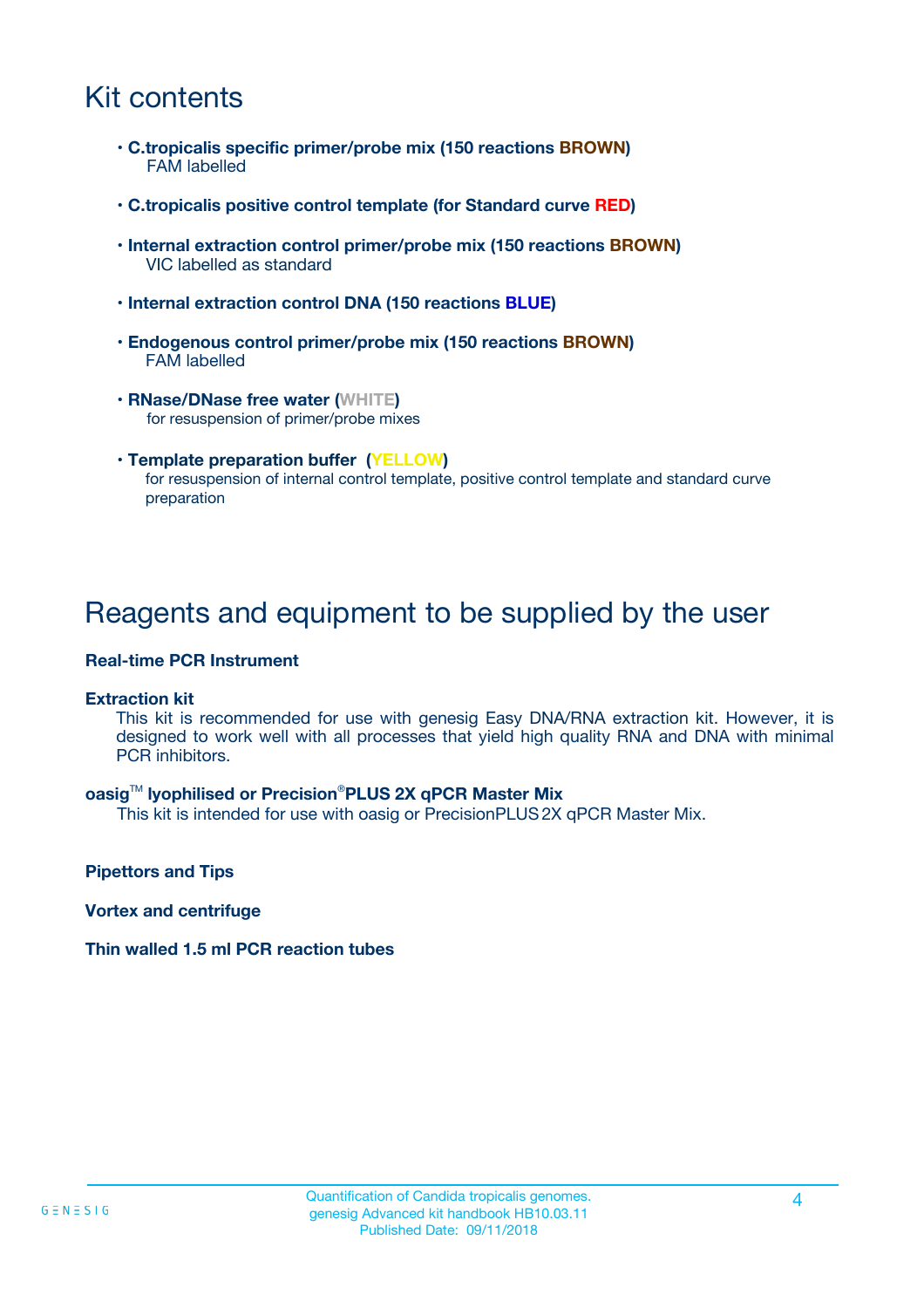# Kit contents

- **C.tropicalis specific primer/probe mix (150 reactions BROWN)**
  FAM labelled
- **C.tropicalis positive control template (for Standard curve RED)**
- **Internal extraction control primer/probe mix (150 reactions BROWN)**
  VIC labelled as standard
- **Internal extraction control DNA (150 reactions BLUE)**
- **Endogenous control primer/probe mix (150 reactions BROWN)**
  FAM labelled
- **RNase/DNase free water (WHITE)**
  for resuspension of primer/probe mixes
- **Template preparation buffer (YELLOW)**
  for resuspension of internal control template, positive control template and standard curve preparation

# Reagents and equipment to be supplied by the user

**Real-time PCR Instrument**

**Extraction kit**
This kit is recommended for use with genesig Easy DNA/RNA extraction kit. However, it is designed to work well with all processes that yield high quality RNA and DNA with minimal PCR inhibitors.

**oasig™ lyophilised or Precision®PLUS 2X qPCR Master Mix**
This kit is intended for use with oasig or PrecisionPLUS 2X qPCR Master Mix.

**Pipettors and Tips**

**Vortex and centrifuge**

**Thin walled 1.5 ml PCR reaction tubes**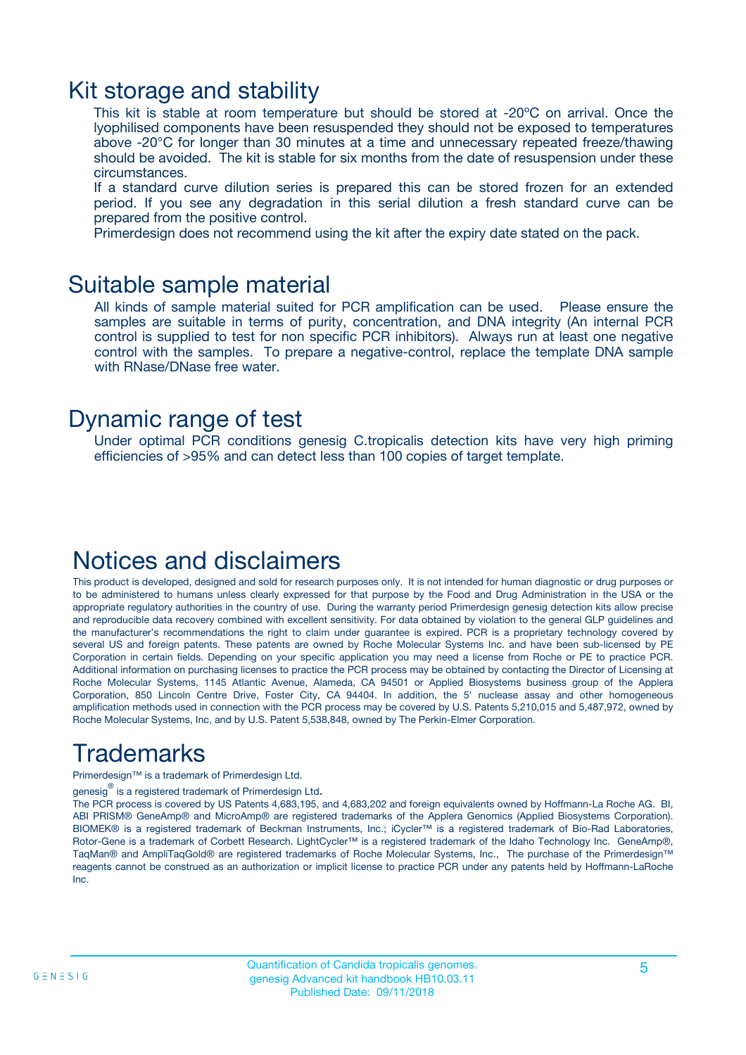## Kit storage and stability

This kit is stable at room temperature but should be stored at -20ºC on arrival. Once the lyophilised components have been resuspended they should not be exposed to temperatures above -20°C for longer than 30 minutes at a time and unnecessary repeated freeze/thawing should be avoided. The kit is stable for six months from the date of resuspension under these circumstances.

If a standard curve dilution series is prepared this can be stored frozen for an extended period. If you see any degradation in this serial dilution a fresh standard curve can be prepared from the positive control.

Primerdesign does not recommend using the kit after the expiry date stated on the pack.

## Suitable sample material

All kinds of sample material suited for PCR amplification can be used. Please ensure the samples are suitable in terms of purity, concentration, and DNA integrity (An internal PCR control is supplied to test for non specific PCR inhibitors). Always run at least one negative control with the samples. To prepare a negative-control, replace the template DNA sample with RNase/DNase free water.

## Dynamic range of test

Under optimal PCR conditions genesig C.tropicalis detection kits have very high priming efficiencies of >95% and can detect less than 100 copies of target template.

## Notices and disclaimers

This product is developed, designed and sold for research purposes only. It is not intended for human diagnostic or drug purposes or to be administered to humans unless clearly expressed for that purpose by the Food and Drug Administration in the USA or the appropriate regulatory authorities in the country of use. During the warranty period Primerdesign genesig detection kits allow precise and reproducible data recovery combined with excellent sensitivity. For data obtained by violation to the general GLP guidelines and the manufacturer's recommendations the right to claim under guarantee is expired. PCR is a proprietary technology covered by several US and foreign patents. These patents are owned by Roche Molecular Systems Inc. and have been sub-licensed by PE Corporation in certain fields. Depending on your specific application you may need a license from Roche or PE to practice PCR. Additional information on purchasing licenses to practice the PCR process may be obtained by contacting the Director of Licensing at Roche Molecular Systems, 1145 Atlantic Avenue, Alameda, CA 94501 or Applied Biosystems business group of the Applera Corporation, 850 Lincoln Centre Drive, Foster City, CA 94404. In addition, the 5' nuclease assay and other homogeneous amplification methods used in connection with the PCR process may be covered by U.S. Patents 5,210,015 and 5,487,972, owned by Roche Molecular Systems, Inc, and by U.S. Patent 5,538,848, owned by The Perkin-Elmer Corporation.

## Trademarks

Primerdesign™ is a trademark of Primerdesign Ltd.

genesig® is a registered trademark of Primerdesign Ltd.

The PCR process is covered by US Patents 4,683,195, and 4,683,202 and foreign equivalents owned by Hoffmann-La Roche AG. BI, ABI PRISM® GeneAmp® and MicroAmp® are registered trademarks of the Applera Genomics (Applied Biosystems Corporation). BIOMEK® is a registered trademark of Beckman Instruments, Inc.; iCycler™ is a registered trademark of Bio-Rad Laboratories, Rotor-Gene is a trademark of Corbett Research. LightCycler™ is a registered trademark of the Idaho Technology Inc. GeneAmp®, TaqMan® and AmpliTaqGold® are registered trademarks of Roche Molecular Systems, Inc., The purchase of the Primerdesign™ reagents cannot be construed as an authorization or implicit license to practice PCR under any patents held by Hoffmann-LaRoche Inc.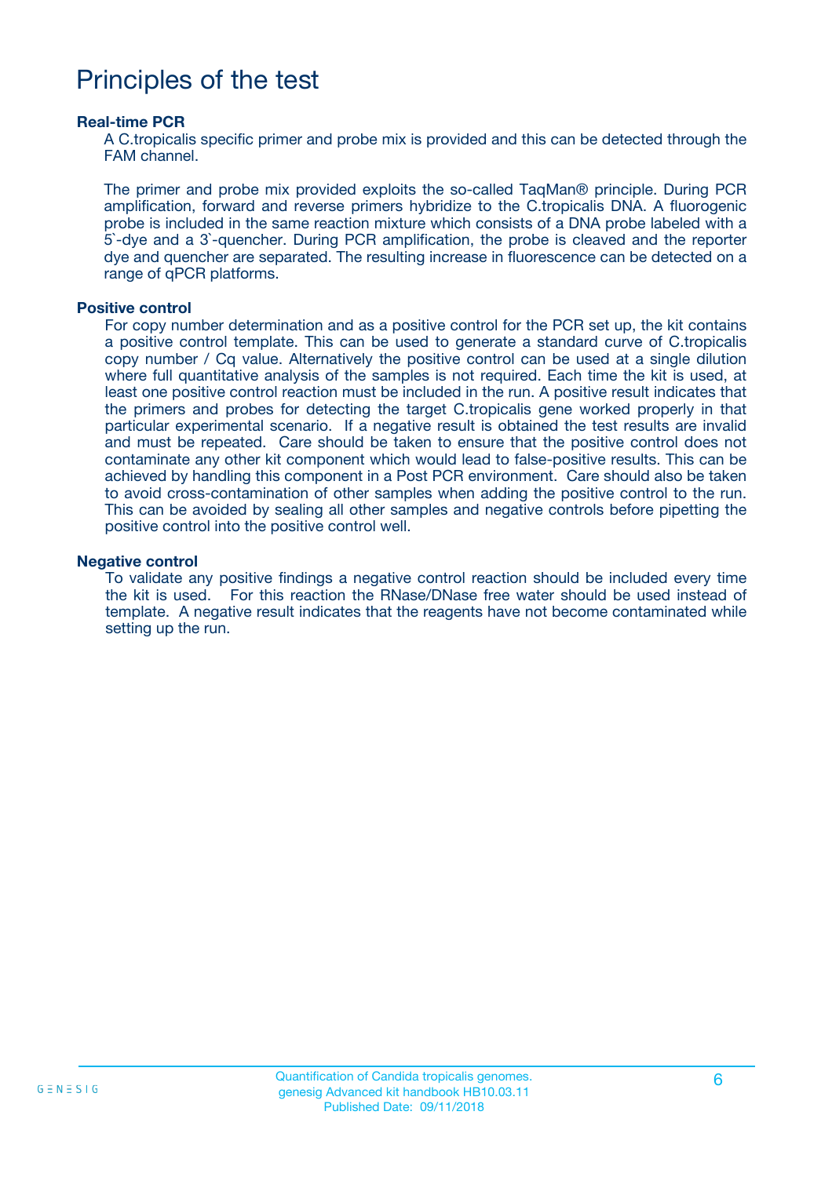# Principles of the test

### Real-time PCR

A C.tropicalis specific primer and probe mix is provided and this can be detected through the FAM channel.

The primer and probe mix provided exploits the so-called TaqMan® principle. During PCR amplification, forward and reverse primers hybridize to the C.tropicalis DNA. A fluorogenic probe is included in the same reaction mixture which consists of a DNA probe labeled with a 5`-dye and a 3`-quencher. During PCR amplification, the probe is cleaved and the reporter dye and quencher are separated. The resulting increase in fluorescence can be detected on a range of qPCR platforms.

### Positive control

For copy number determination and as a positive control for the PCR set up, the kit contains a positive control template. This can be used to generate a standard curve of C.tropicalis copy number / Cq value. Alternatively the positive control can be used at a single dilution where full quantitative analysis of the samples is not required. Each time the kit is used, at least one positive control reaction must be included in the run. A positive result indicates that the primers and probes for detecting the target C.tropicalis gene worked properly in that particular experimental scenario. If a negative result is obtained the test results are invalid and must be repeated. Care should be taken to ensure that the positive control does not contaminate any other kit component which would lead to false-positive results. This can be achieved by handling this component in a Post PCR environment. Care should also be taken to avoid cross-contamination of other samples when adding the positive control to the run. This can be avoided by sealing all other samples and negative controls before pipetting the positive control into the positive control well.

### Negative control

To validate any positive findings a negative control reaction should be included every time the kit is used. For this reaction the RNase/DNase free water should be used instead of template. A negative result indicates that the reagents have not become contaminated while setting up the run.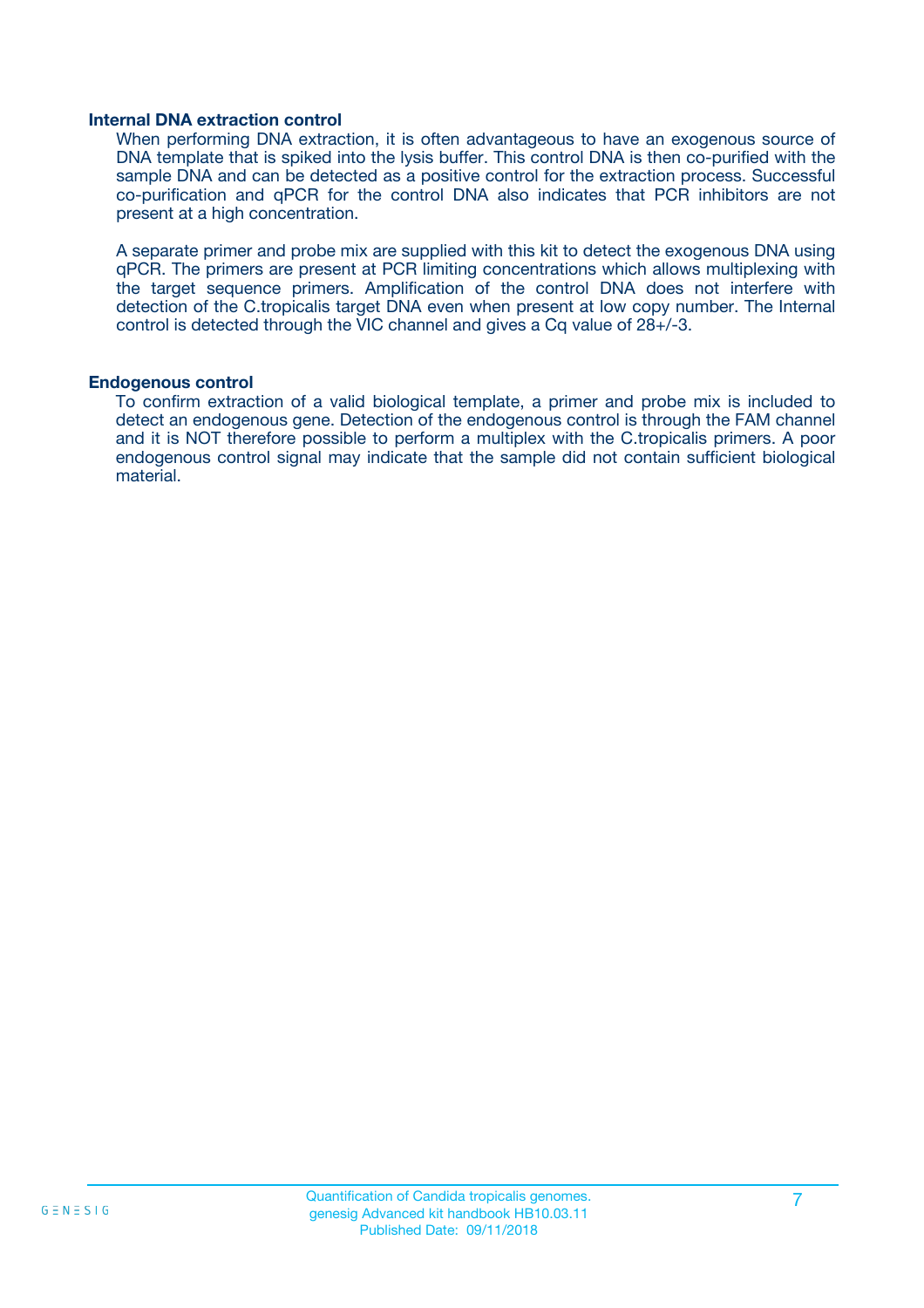### Internal DNA extraction control

When performing DNA extraction, it is often advantageous to have an exogenous source of DNA template that is spiked into the lysis buffer. This control DNA is then co-purified with the sample DNA and can be detected as a positive control for the extraction process. Successful co-purification and qPCR for the control DNA also indicates that PCR inhibitors are not present at a high concentration.

A separate primer and probe mix are supplied with this kit to detect the exogenous DNA using qPCR. The primers are present at PCR limiting concentrations which allows multiplexing with the target sequence primers. Amplification of the control DNA does not interfere with detection of the C.tropicalis target DNA even when present at low copy number. The Internal control is detected through the VIC channel and gives a Cq value of 28+/-3.

### Endogenous control

To confirm extraction of a valid biological template, a primer and probe mix is included to detect an endogenous gene. Detection of the endogenous control is through the FAM channel and it is NOT therefore possible to perform a multiplex with the C.tropicalis primers. A poor endogenous control signal may indicate that the sample did not contain sufficient biological material.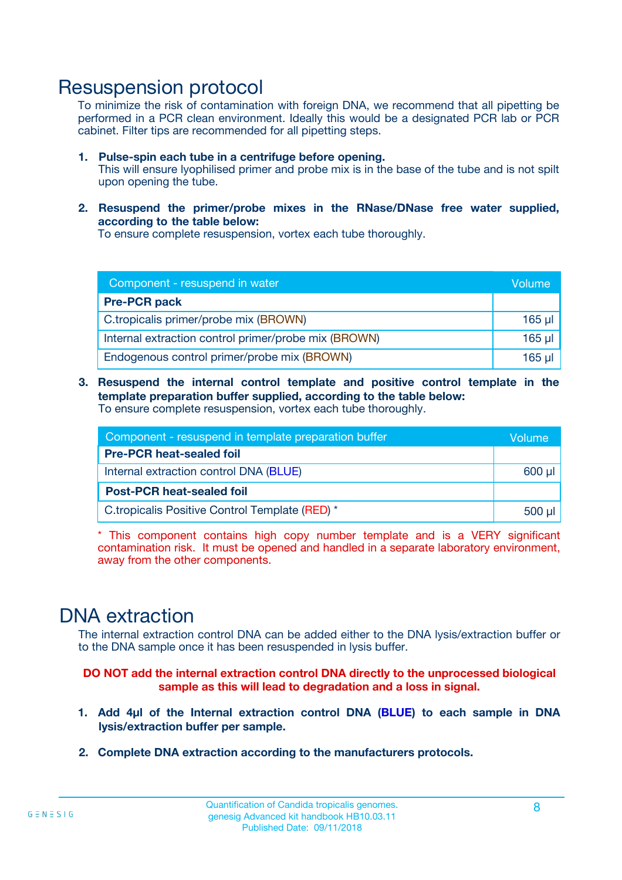# Resuspension protocol

To minimize the risk of contamination with foreign DNA, we recommend that all pipetting be performed in a PCR clean environment. Ideally this would be a designated PCR lab or PCR cabinet. Filter tips are recommended for all pipetting steps.

1. **Pulse-spin each tube in a centrifuge before opening.**
   This will ensure lyophilised primer and probe mix is in the base of the tube and is not spilt upon opening the tube.

2. **Resuspend the primer/probe mixes in the RNase/DNase free water supplied, according to the table below:**
   To ensure complete resuspension, vortex each tube thoroughly.

| Component - resuspend in water | Volume |
| --- | --- |
| **Pre-PCR pack** | |
| C.tropicalis primer/probe mix (BROWN) | 165 µl |
| Internal extraction control primer/probe mix (BROWN) | 165 µl |
| Endogenous control primer/probe mix (BROWN) | 165 µl |

3. **Resuspend the internal control template and positive control template in the template preparation buffer supplied, according to the table below:**
   To ensure complete resuspension, vortex each tube thoroughly.

| Component - resuspend in template preparation buffer | Volume |
| --- | --- |
| **Pre-PCR heat-sealed foil** | |
| Internal extraction control DNA (BLUE) | 600 µl |
| **Post-PCR heat-sealed foil** | |
| C.tropicalis Positive Control Template (RED) * | 500 µl |

* This component contains high copy number template and is a VERY significant contamination risk. It must be opened and handled in a separate laboratory environment, away from the other components.

# DNA extraction

The internal extraction control DNA can be added either to the DNA lysis/extraction buffer or to the DNA sample once it has been resuspended in lysis buffer.

**DO NOT add the internal extraction control DNA directly to the unprocessed biological sample as this will lead to degradation and a loss in signal.**

1. **Add 4µl of the Internal extraction control DNA (BLUE) to each sample in DNA lysis/extraction buffer per sample.**

2. **Complete DNA extraction according to the manufacturers protocols.**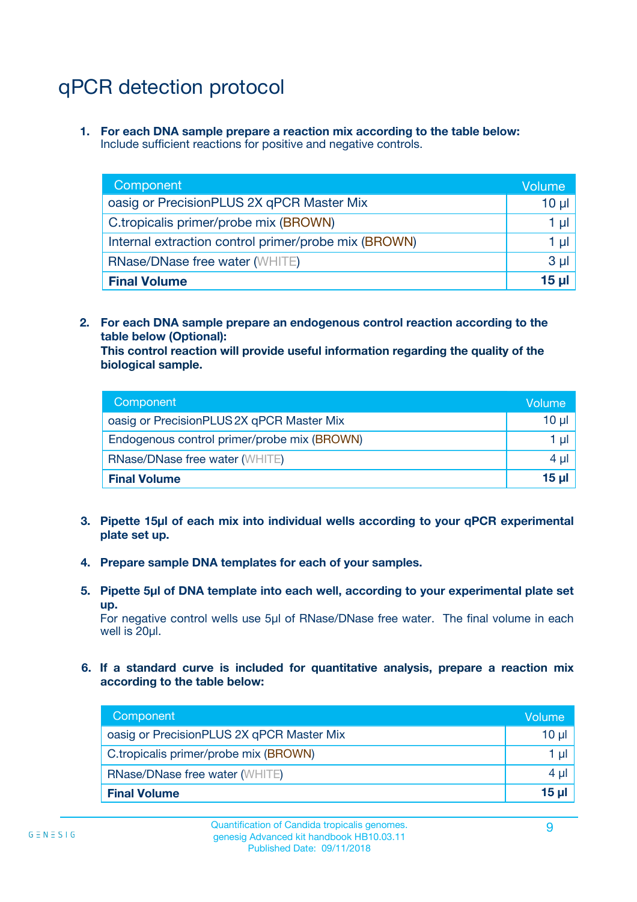# qPCR detection protocol

1. **For each DNA sample prepare a reaction mix according to the table below:**
   Include sufficient reactions for positive and negative controls.

| Component | Volume |
|---|---|
| oasig or PrecisionPLUS 2X qPCR Master Mix | 10 µl |
| C.tropicalis primer/probe mix (BROWN) | 1 µl |
| Internal extraction control primer/probe mix (BROWN) | 1 µl |
| RNase/DNase free water (WHITE) | 3 µl |
| **Final Volume** | **15 µl** |

2. **For each DNA sample prepare an endogenous control reaction according to the table below (Optional):**
   **This control reaction will provide useful information regarding the quality of the biological sample.**

| Component | Volume |
|---|---|
| oasig or PrecisionPLUS 2X qPCR Master Mix | 10 µl |
| Endogenous control primer/probe mix (BROWN) | 1 µl |
| RNase/DNase free water (WHITE) | 4 µl |
| **Final Volume** | **15 µl** |

3. **Pipette 15µl of each mix into individual wells according to your qPCR experimental plate set up.**

4. **Prepare sample DNA templates for each of your samples.**

5. **Pipette 5µl of DNA template into each well, according to your experimental plate set up.**
   For negative control wells use 5µl of RNase/DNase free water. The final volume in each well is 20µl.

6. **If a standard curve is included for quantitative analysis, prepare a reaction mix according to the table below:**

| Component | Volume |
|---|---|
| oasig or PrecisionPLUS 2X qPCR Master Mix | 10 µl |
| C.tropicalis primer/probe mix (BROWN) | 1 µl |
| RNase/DNase free water (WHITE) | 4 µl |
| **Final Volume** | **15 µl** |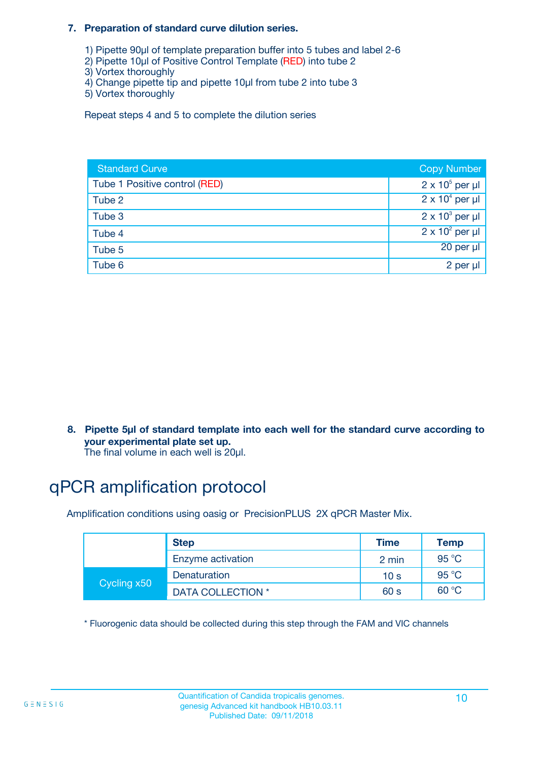**7. Preparation of standard curve dilution series.**

1) Pipette 90µl of template preparation buffer into 5 tubes and label 2-6
2) Pipette 10µl of Positive Control Template (RED) into tube 2
3) Vortex thoroughly
4) Change pipette tip and pipette 10µl from tube 2 into tube 3
5) Vortex thoroughly

Repeat steps 4 and 5 to complete the dilution series

| Standard Curve | Copy Number |
| --- | --- |
| Tube 1 Positive control (RED) | $2 \times 10^5$ per µl |
| Tube 2 | $2 \times 10^4$ per µl |
| Tube 3 | $2 \times 10^3$ per µl |
| Tube 4 | $2 \times 10^2$ per µl |
| Tube 5 | 20 per µl |
| Tube 6 | 2 per µl |

**8. Pipette 5µl of standard template into each well for the standard curve according to your experimental plate set up.**
The final volume in each well is 20µl.

# qPCR amplification protocol

Amplification conditions using oasig or PrecisionPLUS 2X qPCR Master Mix.

| | Step | Time | Temp |
| --- | --- | --- | --- |
| | Enzyme activation | 2 min | 95 °C |
| Cycling x50 | Denaturation | 10 s | 95 °C |
| | DATA COLLECTION * | 60 s | 60 °C |

* Fluorogenic data should be collected during this step through the FAM and VIC channels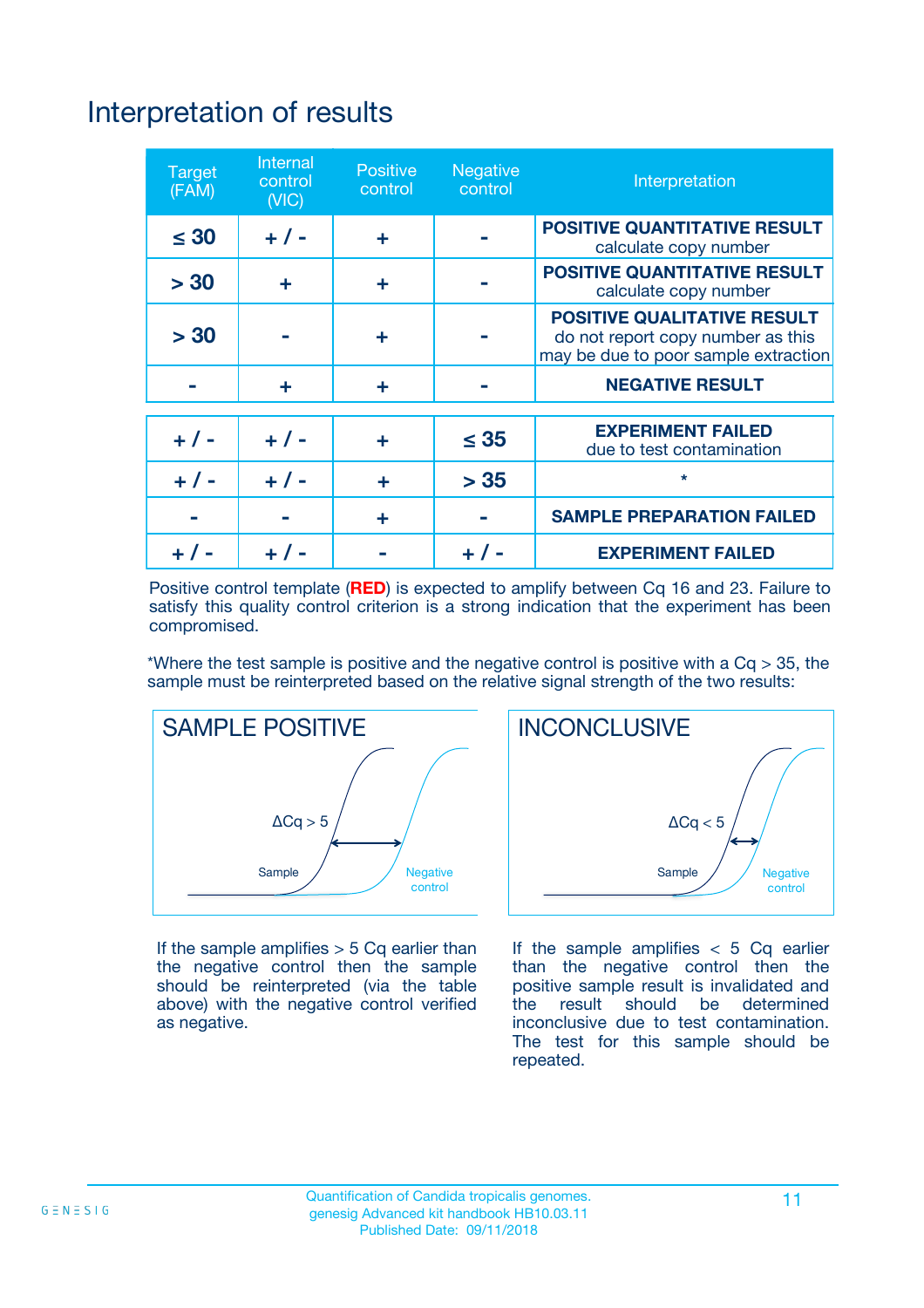# Interpretation of results

| Target (FAM) | Internal control (VIC) | Positive control | Negative control | Interpretation |
|---|---|---|---|---|
| ≤ 30 | + / - | + | - | **POSITIVE QUANTITATIVE RESULT** calculate copy number |
| > 30 | + | + | - | **POSITIVE QUANTITATIVE RESULT** calculate copy number |
| > 30 | - | + | - | **POSITIVE QUALITATIVE RESULT** do not report copy number as this may be due to poor sample extraction |
| - | + | + | - | **NEGATIVE RESULT** |
| + / - | + / - | + | ≤ 35 | **EXPERIMENT FAILED** due to test contamination |
| + / - | + / - | + | > 35 | * |
| - | - | + | - | **SAMPLE PREPARATION FAILED** |
| + / - | + / - | - | + / - | **EXPERIMENT FAILED** |

Positive control template (**RED**) is expected to amplify between Cq 16 and 23. Failure to satisfy this quality control criterion is a strong indication that the experiment has been compromised.

*Where the test sample is positive and the negative control is positive with a Cq > 35, the sample must be reinterpreted based on the relative signal strength of the two results:

## SAMPLE POSITIVE

ΔCq > 5

Sample

Negative control

If the sample amplifies > 5 Cq earlier than the negative control then the sample should be reinterpreted (via the table above) with the negative control verified as negative.

## INCONCLUSIVE

ΔCq < 5

Sample

Negative control

If the sample amplifies < 5 Cq earlier than the negative control then the positive sample result is invalidated and the result should be determined inconclusive due to test contamination. The test for this sample should be repeated.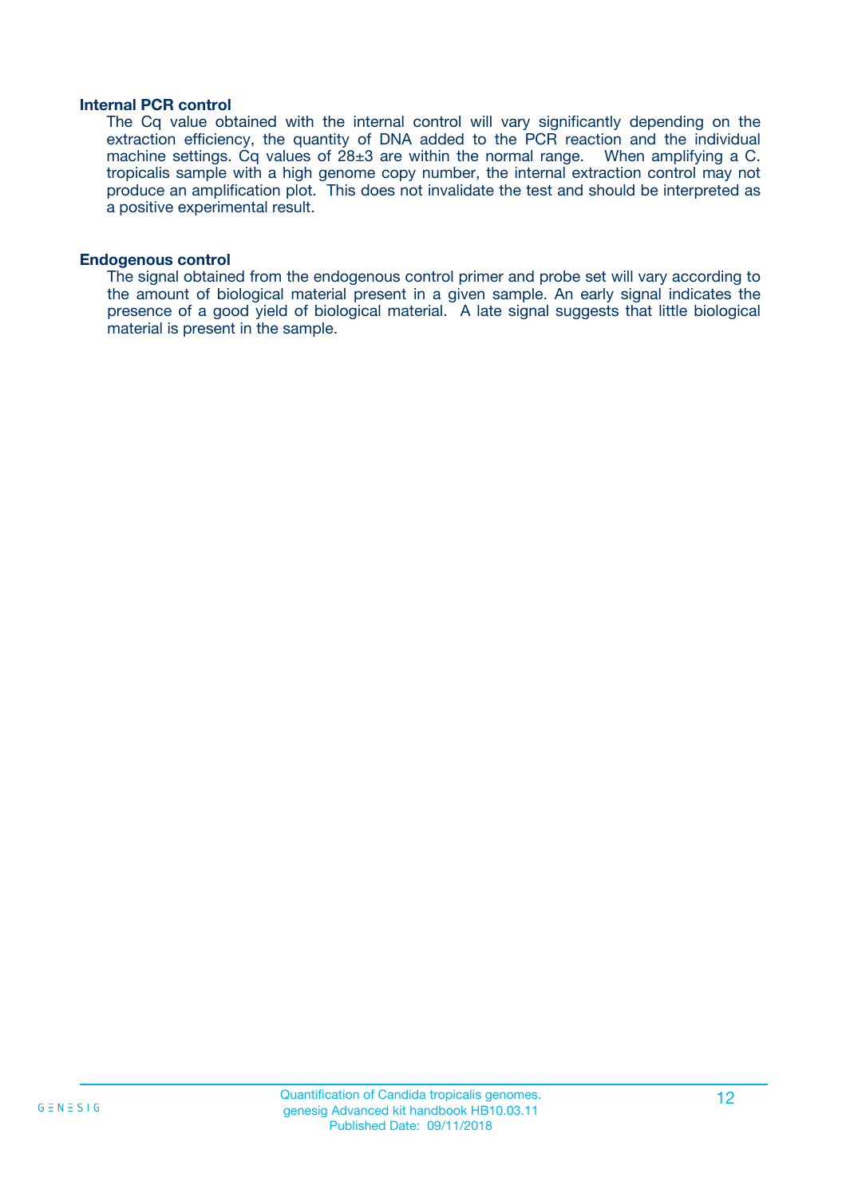### Internal PCR control

The Cq value obtained with the internal control will vary significantly depending on the extraction efficiency, the quantity of DNA added to the PCR reaction and the individual machine settings. Cq values of 28±3 are within the normal range. When amplifying a C. tropicalis sample with a high genome copy number, the internal extraction control may not produce an amplification plot. This does not invalidate the test and should be interpreted as a positive experimental result.

### Endogenous control

The signal obtained from the endogenous control primer and probe set will vary according to the amount of biological material present in a given sample. An early signal indicates the presence of a good yield of biological material. A late signal suggests that little biological material is present in the sample.